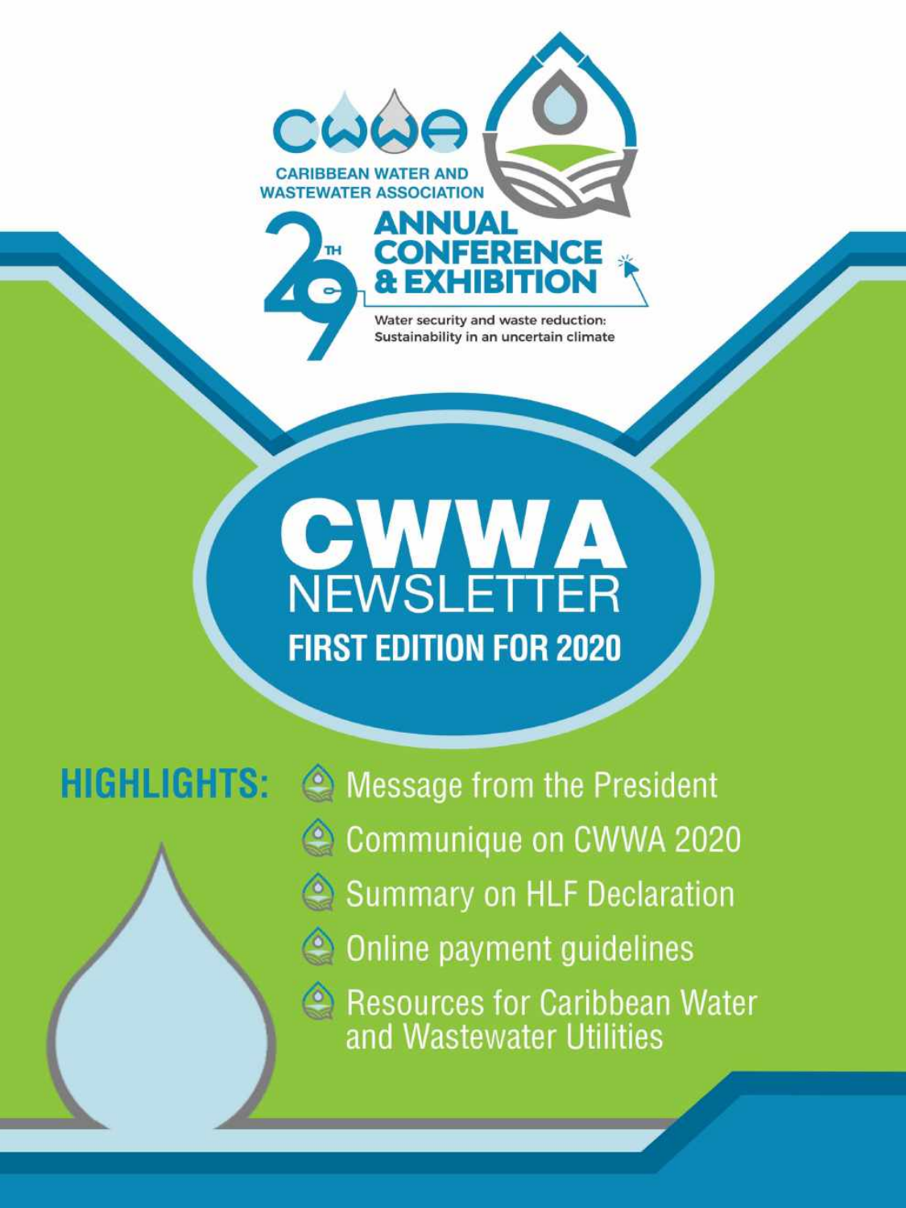CWWA

CARIBBEAN WATER AND WASTEWATER ASSOCIATION

29TH ANNUAL CONFERENCE & EXHIBITION

Water security and waste reduction: Sustainability in an uncertain climate

# CWWA NEWSLETTER

## FIRST EDITION FOR 2020

**HIGHLIGHTS:**

- Message from the President
- Communique on CWWA 2020
- Summary on HLF Declaration
- Online payment guidelines
- Resources for Caribbean Water and Wastewater Utilities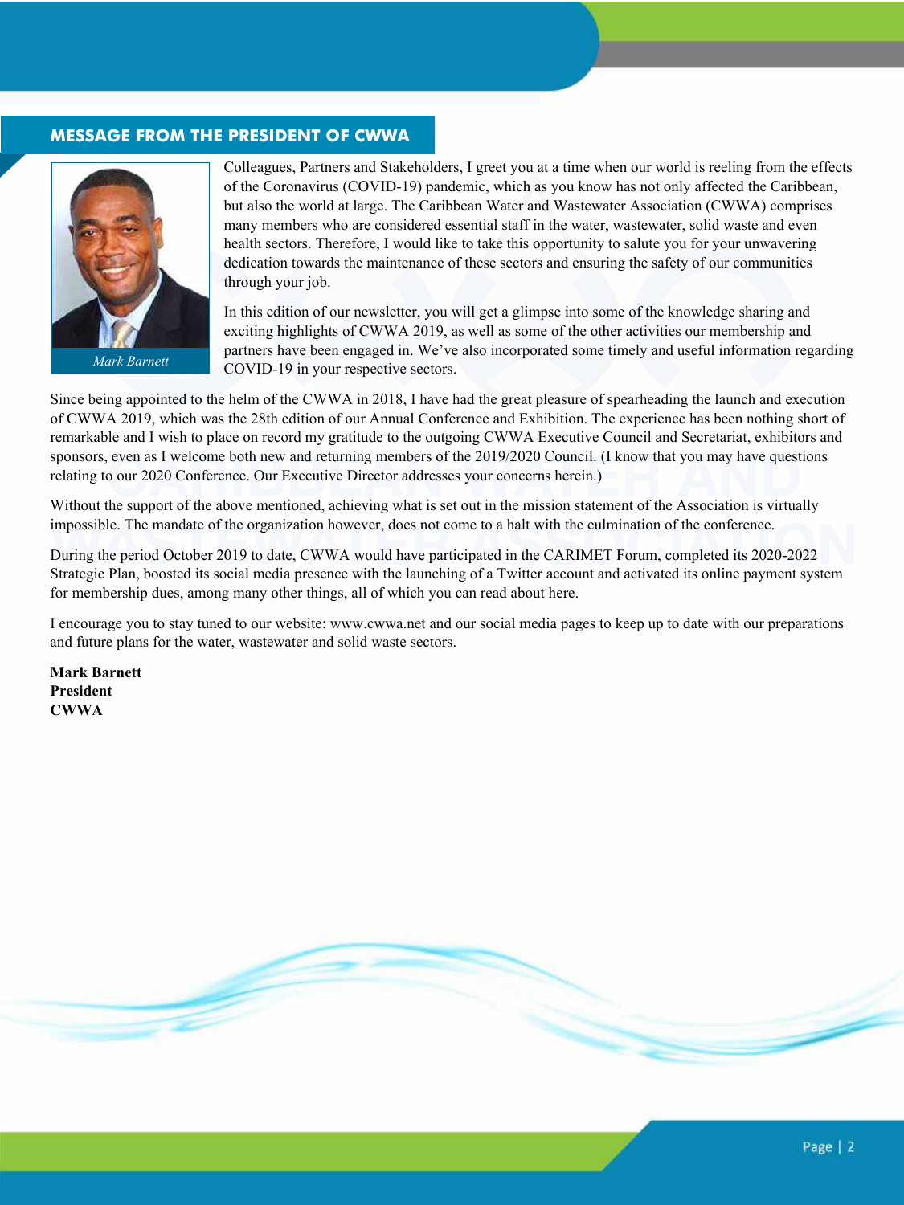## MESSAGE FROM THE PRESIDENT OF CWWA

*Mark Barnett*

Colleagues, Partners and Stakeholders, I greet you at a time when our world is reeling from the effects of the Coronavirus (COVID-19) pandemic, which as you know has not only affected the Caribbean, but also the world at large. The Caribbean Water and Wastewater Association (CWWA) comprises many members who are considered essential staff in the water, wastewater, solid waste and even health sectors. Therefore, I would like to take this opportunity to salute you for your unwavering dedication towards the maintenance of these sectors and ensuring the safety of our communities through your job.

In this edition of our newsletter, you will get a glimpse into some of the knowledge sharing and exciting highlights of CWWA 2019, as well as some of the other activities our membership and partners have been engaged in. We've also incorporated some timely and useful information regarding COVID-19 in your respective sectors.

Since being appointed to the helm of the CWWA in 2018, I have had the great pleasure of spearheading the launch and execution of CWWA 2019, which was the 28th edition of our Annual Conference and Exhibition. The experience has been nothing short of remarkable and I wish to place on record my gratitude to the outgoing CWWA Executive Council and Secretariat, exhibitors and sponsors, even as I welcome both new and returning members of the 2019/2020 Council. (I know that you may have questions relating to our 2020 Conference. Our Executive Director addresses your concerns herein.)

Without the support of the above mentioned, achieving what is set out in the mission statement of the Association is virtually impossible. The mandate of the organization however, does not come to a halt with the culmination of the conference.

During the period October 2019 to date, CWWA would have participated in the CARIMET Forum, completed its 2020-2022 Strategic Plan, boosted its social media presence with the launching of a Twitter account and activated its online payment system for membership dues, among many other things, all of which you can read about here.

I encourage you to stay tuned to our website: www.cwwa.net and our social media pages to keep up to date with our preparations and future plans for the water, wastewater and solid waste sectors.

**Mark Barnett**
**President**
**CWWA**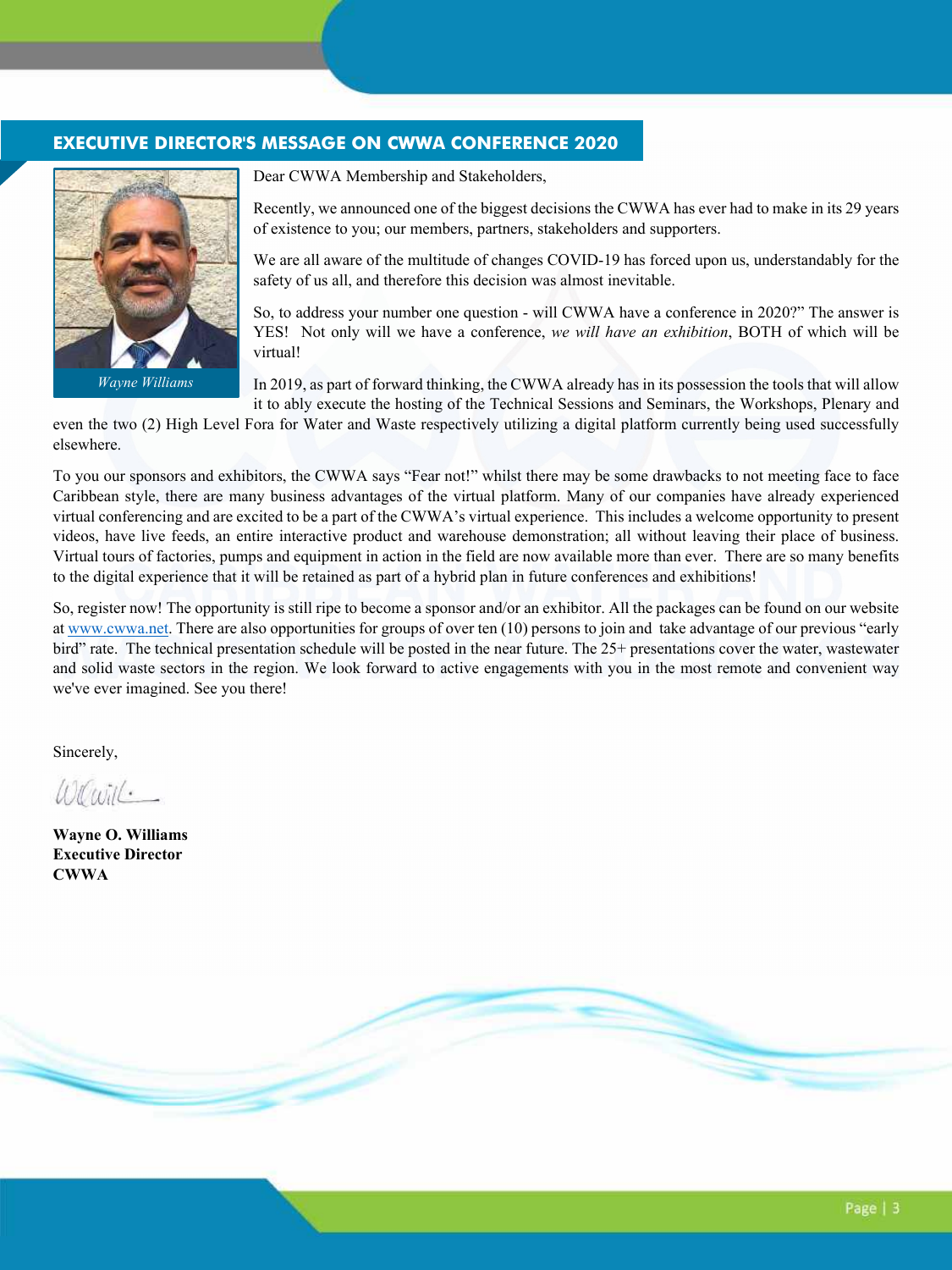## EXECUTIVE DIRECTOR'S MESSAGE ON CWWA CONFERENCE 2020

*Wayne Williams*

Dear CWWA Membership and Stakeholders,

Recently, we announced one of the biggest decisions the CWWA has ever had to make in its 29 years of existence to you; our members, partners, stakeholders and supporters.

We are all aware of the multitude of changes COVID-19 has forced upon us, understandably for the safety of us all, and therefore this decision was almost inevitable.

So, to address your number one question - will CWWA have a conference in 2020?" The answer is YES! Not only will we have a conference, *we will have an exhibition*, BOTH of which will be virtual!

In 2019, as part of forward thinking, the CWWA already has in its possession the tools that will allow it to ably execute the hosting of the Technical Sessions and Seminars, the Workshops, Plenary and even the two (2) High Level Fora for Water and Waste respectively utilizing a digital platform currently being used successfully elsewhere.

To you our sponsors and exhibitors, the CWWA says "Fear not!" whilst there may be some drawbacks to not meeting face to face Caribbean style, there are many business advantages of the virtual platform. Many of our companies have already experienced virtual conferencing and are excited to be a part of the CWWA's virtual experience. This includes a welcome opportunity to present videos, have live feeds, an entire interactive product and warehouse demonstration; all without leaving their place of business. Virtual tours of factories, pumps and equipment in action in the field are now available more than ever. There are so many benefits to the digital experience that it will be retained as part of a hybrid plan in future conferences and exhibitions!

So, register now! The opportunity is still ripe to become a sponsor and/or an exhibitor. All the packages can be found on our website at www.cwwa.net. There are also opportunities for groups of over ten (10) persons to join and take advantage of our previous "early bird" rate. The technical presentation schedule will be posted in the near future. The 25+ presentations cover the water, wastewater and solid waste sectors in the region. We look forward to active engagements with you in the most remote and convenient way we've ever imagined. See you there!

Sincerely,

**Wayne O. Williams**
**Executive Director**
**CWWA**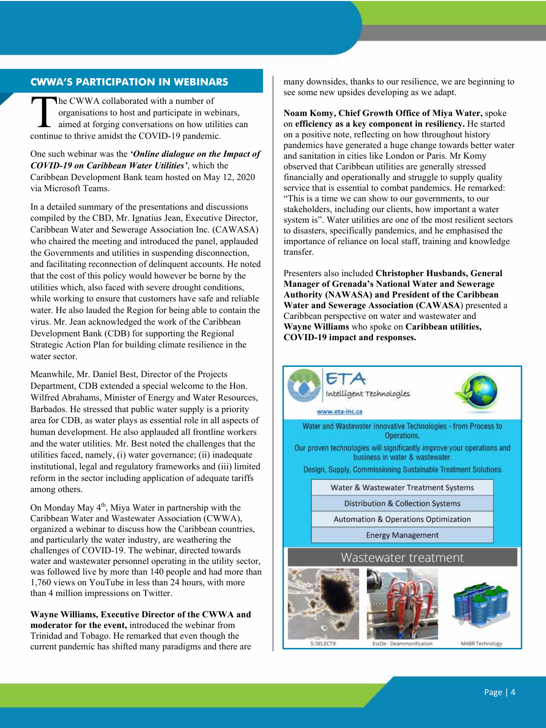## CWWA'S PARTICIPATION IN WEBINARS

The CWWA collaborated with a number of organisations to host and participate in webinars, aimed at forging conversations on how utilities can continue to thrive amidst the COVID-19 pandemic.

One such webinar was the ***'Online dialogue on the Impact of COVID-19 on Caribbean Water Utilities'***, which the Caribbean Development Bank team hosted on May 12, 2020 via Microsoft Teams.

In a detailed summary of the presentations and discussions compiled by the CBD, Mr. Ignatius Jean, Executive Director, Caribbean Water and Sewerage Association Inc. (CAWASA) who chaired the meeting and introduced the panel, applauded the Governments and utilities in suspending disconnection, and facilitating reconnection of delinquent accounts. He noted that the cost of this policy would however be borne by the utilities which, also faced with severe drought conditions, while working to ensure that customers have safe and reliable water. He also lauded the Region for being able to contain the virus. Mr. Jean acknowledged the work of the Caribbean Development Bank (CDB) for supporting the Regional Strategic Action Plan for building climate resilience in the water sector.

Meanwhile, Mr. Daniel Best, Director of the Projects Department, CDB extended a special welcome to the Hon. Wilfred Abrahams, Minister of Energy and Water Resources, Barbados. He stressed that public water supply is a priority area for CDB, as water plays as essential role in all aspects of human development. He also applauded all frontline workers and the water utilities. Mr. Best noted the challenges that the utilities faced, namely, (i) water governance; (ii) inadequate institutional, legal and regulatory frameworks and (iii) limited reform in the sector including application of adequate tariffs among others.

On Monday May 4th, Miya Water in partnership with the Caribbean Water and Wastewater Association (CWWA), organized a webinar to discuss how the Caribbean countries, and particularly the water industry, are weathering the challenges of COVID-19. The webinar, directed towards water and wastewater personnel operating in the utility sector, was followed live by more than 140 people and had more than 1,760 views on YouTube in less than 24 hours, with more than 4 million impressions on Twitter.

**Wayne Williams, Executive Director of the CWWA and moderator for the event,** introduced the webinar from Trinidad and Tobago. He remarked that even though the current pandemic has shifted many paradigms and there are many downsides, thanks to our resilience, we are beginning to see some new upsides developing as we adapt.

**Noam Komy, Chief Growth Office of Miya Water,** spoke on **efficiency as a key component in resiliency.** He started on a positive note, reflecting on how throughout history pandemics have generated a huge change towards better water and sanitation in cities like London or Paris. Mr Komy observed that Caribbean utilities are generally stressed financially and operationally and struggle to supply quality service that is essential to combat pandemics. He remarked: "This is a time we can show to our governments, to our stakeholders, including our clients, how important a water system is". Water utilities are one of the most resilient sectors to disasters, specifically pandemics, and he emphasised the importance of reliance on local staff, training and knowledge transfer.

Presenters also included **Christopher Husbands, General Manager of Grenada's National Water and Sewerage Authority (NAWASA) and President of the Caribbean Water and Sewerage Association (CAWASA)** presented a Caribbean perspective on water and wastewater and **Wayne Williams** who spoke on **Caribbean utilities, COVID-19 impact and responses.**

ETA Intelligent Technologies

www.eta-inc.ca

Water and Wastewater Innovative Technologies - from Process to Operations.

Our proven technologies will significantly improve your operations and business in water & wastewater.

Design, Supply, Commissioning Sustainable Treatment Solutions

- Water & Wastewater Treatment Systems
- Distribution & Collection Systems
- Automation & Operations Optimization
- Energy Management

Wastewater treatment

S::SELECT® | EssDe - Deammonification | MABR Technology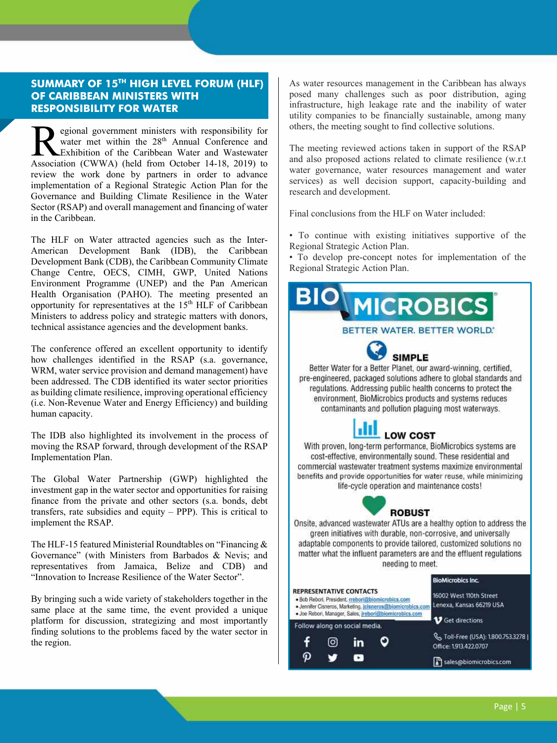## SUMMARY OF 15TH HIGH LEVEL FORUM (HLF) OF CARIBBEAN MINISTERS WITH RESPONSIBILITY FOR WATER

Regional government ministers with responsibility for water met within the 28th Annual Conference and Exhibition of the Caribbean Water and Wastewater Association (CWWA) (held from October 14-18, 2019) to review the work done by partners in order to advance implementation of a Regional Strategic Action Plan for the Governance and Building Climate Resilience in the Water Sector (RSAP) and overall management and financing of water in the Caribbean.

The HLF on Water attracted agencies such as the Inter-American Development Bank (IDB), the Caribbean Development Bank (CDB), the Caribbean Community Climate Change Centre, OECS, CIMH, GWP, United Nations Environment Programme (UNEP) and the Pan American Health Organisation (PAHO). The meeting presented an opportunity for representatives at the 15th HLF of Caribbean Ministers to address policy and strategic matters with donors, technical assistance agencies and the development banks.

The conference offered an excellent opportunity to identify how challenges identified in the RSAP (s.a. governance, WRM, water service provision and demand management) have been addressed. The CDB identified its water sector priorities as building climate resilience, improving operational efficiency (i.e. Non-Revenue Water and Energy Efficiency) and building human capacity.

The IDB also highlighted its involvement in the process of moving the RSAP forward, through development of the RSAP Implementation Plan.

The Global Water Partnership (GWP) highlighted the investment gap in the water sector and opportunities for raising finance from the private and other sectors (s.a. bonds, debt transfers, rate subsidies and equity – PPP). This is critical to implement the RSAP.

The HLF-15 featured Ministerial Roundtables on "Financing & Governance" (with Ministers from Barbados & Nevis; and representatives from Jamaica, Belize and CDB) and "Innovation to Increase Resilience of the Water Sector".

By bringing such a wide variety of stakeholders together in the same place at the same time, the event provided a unique platform for discussion, strategizing and most importantly finding solutions to the problems faced by the water sector in the region.

As water resources management in the Caribbean has always posed many challenges such as poor distribution, aging infrastructure, high leakage rate and the inability of water utility companies to be financially sustainable, among many others, the meeting sought to find collective solutions.

The meeting reviewed actions taken in support of the RSAP and also proposed actions related to climate resilience (w.r.t water governance, water resources management and water services) as well decision support, capacity-building and research and development.

Final conclusions from the HLF on Water included:

- To continue with existing initiatives supportive of the Regional Strategic Action Plan.
- To develop pre-concept notes for implementation of the Regional Strategic Action Plan.

---

**BIO MICROBICS**

BETTER WATER. BETTER WORLD.

**SIMPLE**

Better Water for a Better Planet, our award-winning, certified, pre-engineered, packaged solutions adhere to global standards and regulations. Addressing public health concerns to protect the environment, BioMicrobics products and systems reduces contaminants and pollution plaguing most waterways.

**LOW COST**

With proven, long-term performance, BioMicrobics systems are cost-effective, environmentally sound. These residential and commercial wastewater treatment systems maximize environmental benefits and provide opportunities for water reuse, while minimizing life-cycle operation and maintenance costs!

**ROBUST**

Onsite, advanced wastewater ATUs are a healthy option to address the green initiatives with durable, non-corrosive, and universally adaptable components to provide tailored, customized solutions no matter what the influent parameters are and the effluent regulations needing to meet.

**REPRESENTATIVE CONTACTS**
- Bob Rebori, President, rrebori@biomicrobics.com
- Jennifer Cisneros, Marketing, jcisneros@biomicrobics.com
- Joe Rebori, Manager, Sales, jrebori@biomicrobics.com

Follow along on social media.

**BioMicrobics Inc.**
16002 West 110th Street
Lenexa, Kansas 66219 USA

Get directions

Toll-Free (USA): 1.800.753.3278 | Office: 1.913.422.0707

sales@biomicrobics.com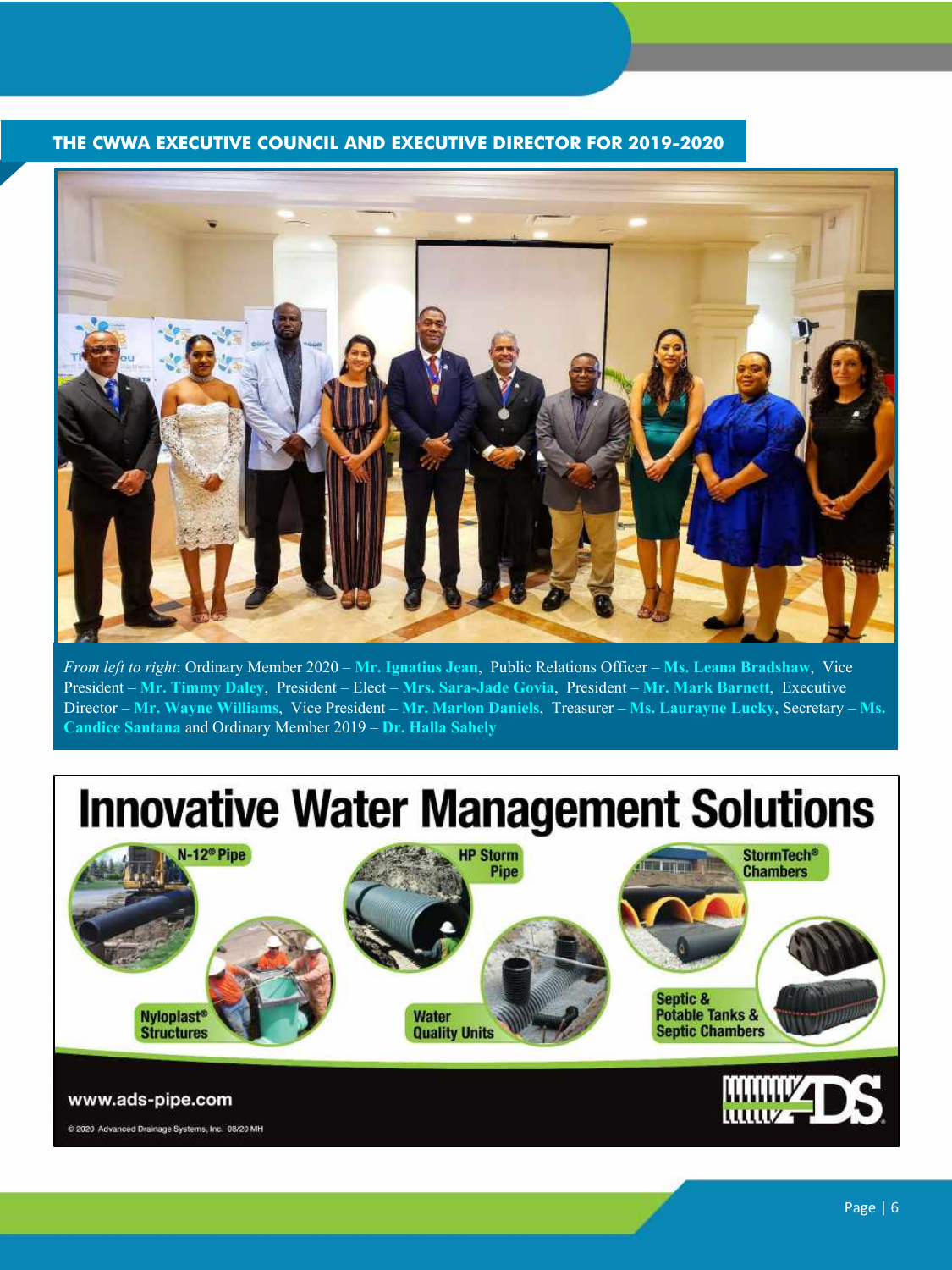## THE CWWA EXECUTIVE COUNCIL AND EXECUTIVE DIRECTOR FOR 2019-2020

*From left to right*: Ordinary Member 2020 – **Mr. Ignatius Jean**, Public Relations Officer – **Ms. Leana Bradshaw**, Vice President – **Mr. Timmy Daley**, President – Elect – **Mrs. Sara-Jade Govia**, President – **Mr. Mark Barnett**, Executive Director – **Mr. Wayne Williams**, Vice President – **Mr. Marlon Daniels**, Treasurer – **Ms. Laurayne Lucky**, Secretary – **Ms. Candice Santana** and Ordinary Member 2019 – **Dr. Halla Sahely**

# Innovative Water Management Solutions

- N-12® Pipe
- HP Storm Pipe
- StormTech® Chambers
- Nyloplast® Structures
- Water Quality Units
- Septic & Potable Tanks & Septic Chambers

www.ads-pipe.com

© 2020 Advanced Drainage Systems, Inc. 08/20 MH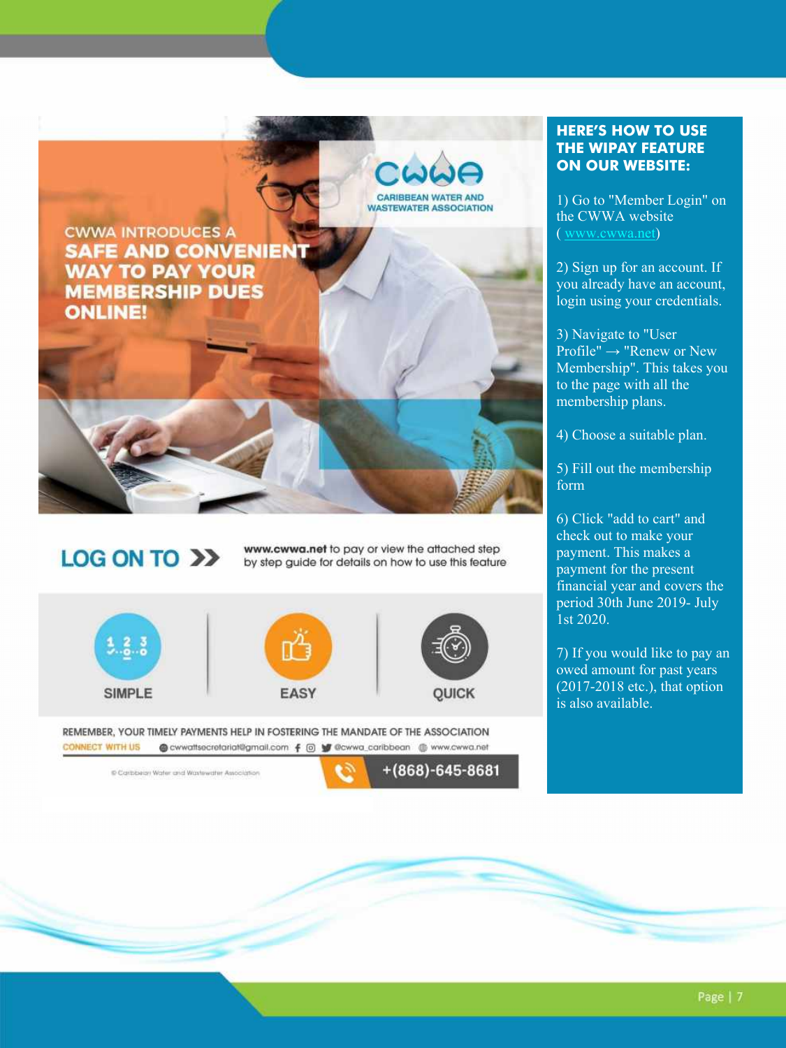CWWA INTRODUCES A **SAFE AND CONVENIENT WAY TO PAY YOUR MEMBERSHIP DUES ONLINE!**

CWWA
CARIBBEAN WATER AND WASTEWATER ASSOCIATION

**LOG ON TO >>** **www.cwwa.net** to pay or view the attached step by step guide for details on how to use this feature

SIMPLE | EASY | QUICK

REMEMBER, YOUR TIMELY PAYMENTS HELP IN FOSTERING THE MANDATE OF THE ASSOCIATION

CONNECT WITH US cwwattsecretariat@gmail.com @cwwa_caribbean www.cwwa.net

© Caribbean Water and Wastewater Association

+(868)-645-8681

## HERE'S HOW TO USE THE WIPAY FEATURE ON OUR WEBSITE:

1) Go to "Member Login" on the CWWA website ( www.cwwa.net)

2) Sign up for an account. If you already have an account, login using your credentials.

3) Navigate to "User Profile" → "Renew or New Membership". This takes you to the page with all the membership plans.

4) Choose a suitable plan.

5) Fill out the membership form

6) Click "add to cart" and check out to make your payment. This makes a payment for the present financial year and covers the period 30th June 2019- July 1st 2020.

7) If you would like to pay an owed amount for past years (2017-2018 etc.), that option is also available.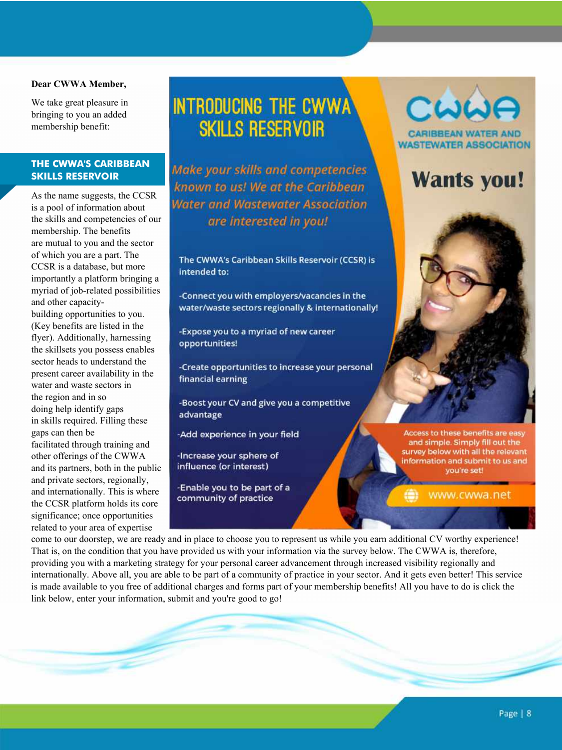**Dear CWWA Member,**

We take great pleasure in bringing to you an added membership benefit:

## THE CWWA'S CARIBBEAN SKILLS RESERVOIR

As the name suggests, the CCSR is a pool of information about the skills and competencies of our membership. The benefits are mutual to you and the sector of which you are a part. The CCSR is a database, but more importantly a platform bringing a myriad of job-related possibilities and other capacity-building opportunities to you. (Key benefits are listed in the flyer). Additionally, harnessing the skillsets you possess enables sector heads to understand the present career availability in the water and waste sectors in the region and in so doing help identify gaps in skills required. Filling these gaps can then be facilitated through training and other offerings of the CWWA and its partners, both in the public and private sectors, regionally, and internationally. This is where the CCSR platform holds its core significance; once opportunities related to your area of expertise come to our doorstep, we are ready and in place to choose you to represent us while you earn additional CV worthy experience! That is, on the condition that you have provided us with your information via the survey below. The CWWA is, therefore, providing you with a marketing strategy for your personal career advancement through increased visibility regionally and internationally. Above all, you are able to be part of a community of practice in your sector. And it gets even better! This service is made available to you free of additional charges and forms part of your membership benefits! All you have to do is click the link below, enter your information, submit and you're good to go!

# INTRODUCING THE CWWA SKILLS RESERVOIR

CWWA
CARIBBEAN WATER AND WASTEWATER ASSOCIATION

**Wants you!**

*Make your skills and competencies known to us! We at the Caribbean Water and Wastewater Association are interested in you!*

The CWWA's Caribbean Skills Reservoir (CCSR) is intended to:

-Connect you with employers/vacancies in the water/waste sectors regionally & internationally!

-Expose you to a myriad of new career opportunities!

-Create opportunities to increase your personal financial earning

-Boost your CV and give you a competitive advantage

-Add experience in your field

-Increase your sphere of influence (or interest)

-Enable you to be part of a community of practice

Access to these benefits are easy and simple. Simply fill out the survey below with all the relevant information and submit to us and you're set!

www.cwwa.net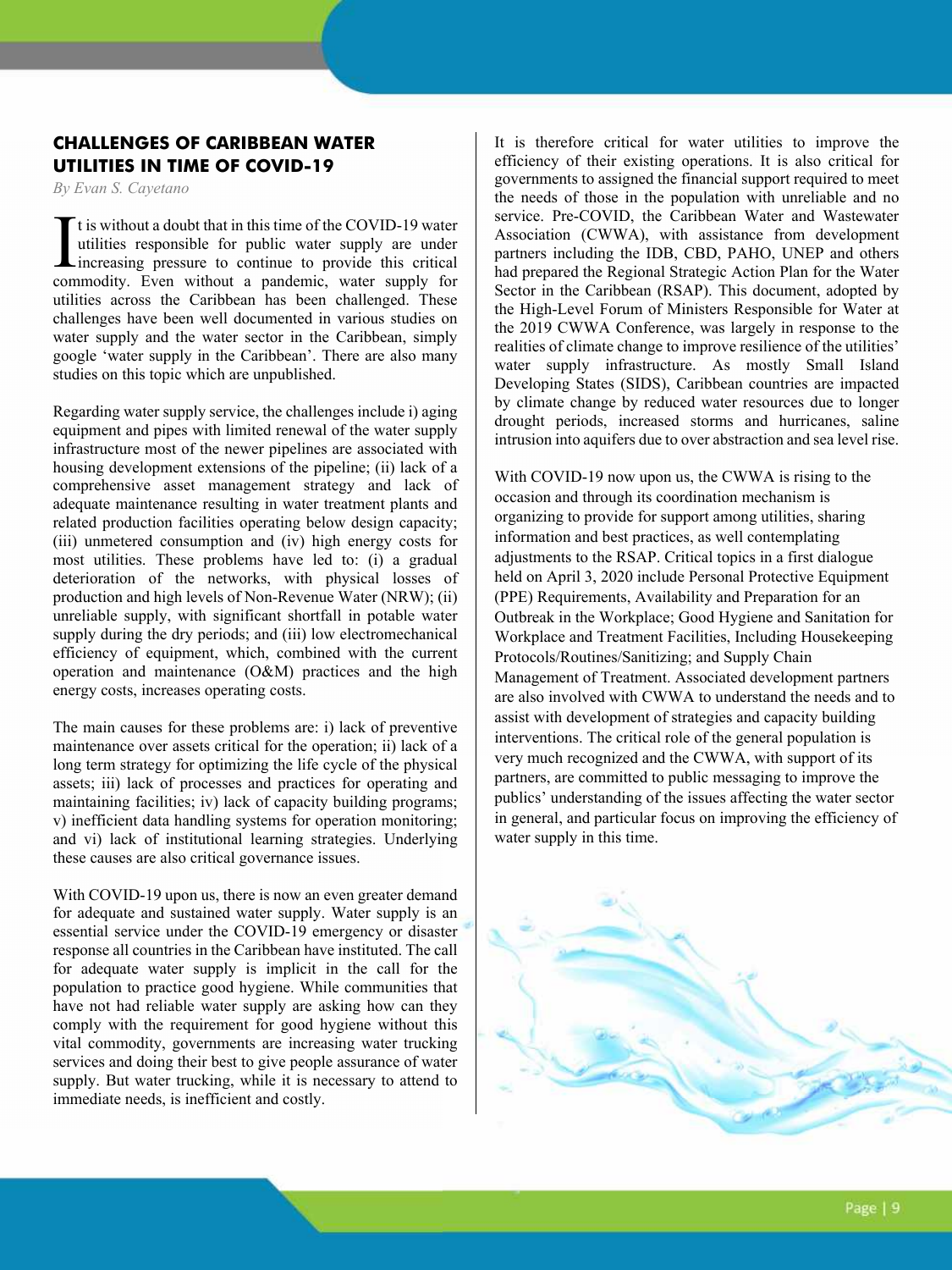## CHALLENGES OF CARIBBEAN WATER UTILITIES IN TIME OF COVID-19

*By Evan S. Cayetano*

It is without a doubt that in this time of the COVID-19 water utilities responsible for public water supply are under increasing pressure to continue to provide this critical commodity. Even without a pandemic, water supply for utilities across the Caribbean has been challenged. These challenges have been well documented in various studies on water supply and the water sector in the Caribbean, simply google 'water supply in the Caribbean'. There are also many studies on this topic which are unpublished.

Regarding water supply service, the challenges include i) aging equipment and pipes with limited renewal of the water supply infrastructure most of the newer pipelines are associated with housing development extensions of the pipeline; (ii) lack of a comprehensive asset management strategy and lack of adequate maintenance resulting in water treatment plants and related production facilities operating below design capacity; (iii) unmetered consumption and (iv) high energy costs for most utilities. These problems have led to: (i) a gradual deterioration of the networks, with physical losses of production and high levels of Non-Revenue Water (NRW); (ii) unreliable supply, with significant shortfall in potable water supply during the dry periods; and (iii) low electromechanical efficiency of equipment, which, combined with the current operation and maintenance (O&M) practices and the high energy costs, increases operating costs.

The main causes for these problems are: i) lack of preventive maintenance over assets critical for the operation; ii) lack of a long term strategy for optimizing the life cycle of the physical assets; iii) lack of processes and practices for operating and maintaining facilities; iv) lack of capacity building programs; v) inefficient data handling systems for operation monitoring; and vi) lack of institutional learning strategies. Underlying these causes are also critical governance issues.

With COVID-19 upon us, there is now an even greater demand for adequate and sustained water supply. Water supply is an essential service under the COVID-19 emergency or disaster response all countries in the Caribbean have instituted. The call for adequate water supply is implicit in the call for the population to practice good hygiene. While communities that have not had reliable water supply are asking how can they comply with the requirement for good hygiene without this vital commodity, governments are increasing water trucking services and doing their best to give people assurance of water supply. But water trucking, while it is necessary to attend to immediate needs, is inefficient and costly.

It is therefore critical for water utilities to improve the efficiency of their existing operations. It is also critical for governments to assigned the financial support required to meet the needs of those in the population with unreliable and no service. Pre-COVID, the Caribbean Water and Wastewater Association (CWWA), with assistance from development partners including the IDB, CBD, PAHO, UNEP and others had prepared the Regional Strategic Action Plan for the Water Sector in the Caribbean (RSAP). This document, adopted by the High-Level Forum of Ministers Responsible for Water at the 2019 CWWA Conference, was largely in response to the realities of climate change to improve resilience of the utilities' water supply infrastructure. As mostly Small Island Developing States (SIDS), Caribbean countries are impacted by climate change by reduced water resources due to longer drought periods, increased storms and hurricanes, saline intrusion into aquifers due to over abstraction and sea level rise.

With COVID-19 now upon us, the CWWA is rising to the occasion and through its coordination mechanism is organizing to provide for support among utilities, sharing information and best practices, as well contemplating adjustments to the RSAP. Critical topics in a first dialogue held on April 3, 2020 include Personal Protective Equipment (PPE) Requirements, Availability and Preparation for an Outbreak in the Workplace; Good Hygiene and Sanitation for Workplace and Treatment Facilities, Including Housekeeping Protocols/Routines/Sanitizing; and Supply Chain Management of Treatment. Associated development partners are also involved with CWWA to understand the needs and to assist with development of strategies and capacity building interventions. The critical role of the general population is very much recognized and the CWWA, with support of its partners, are committed to public messaging to improve the publics' understanding of the issues affecting the water sector in general, and particular focus on improving the efficiency of water supply in this time.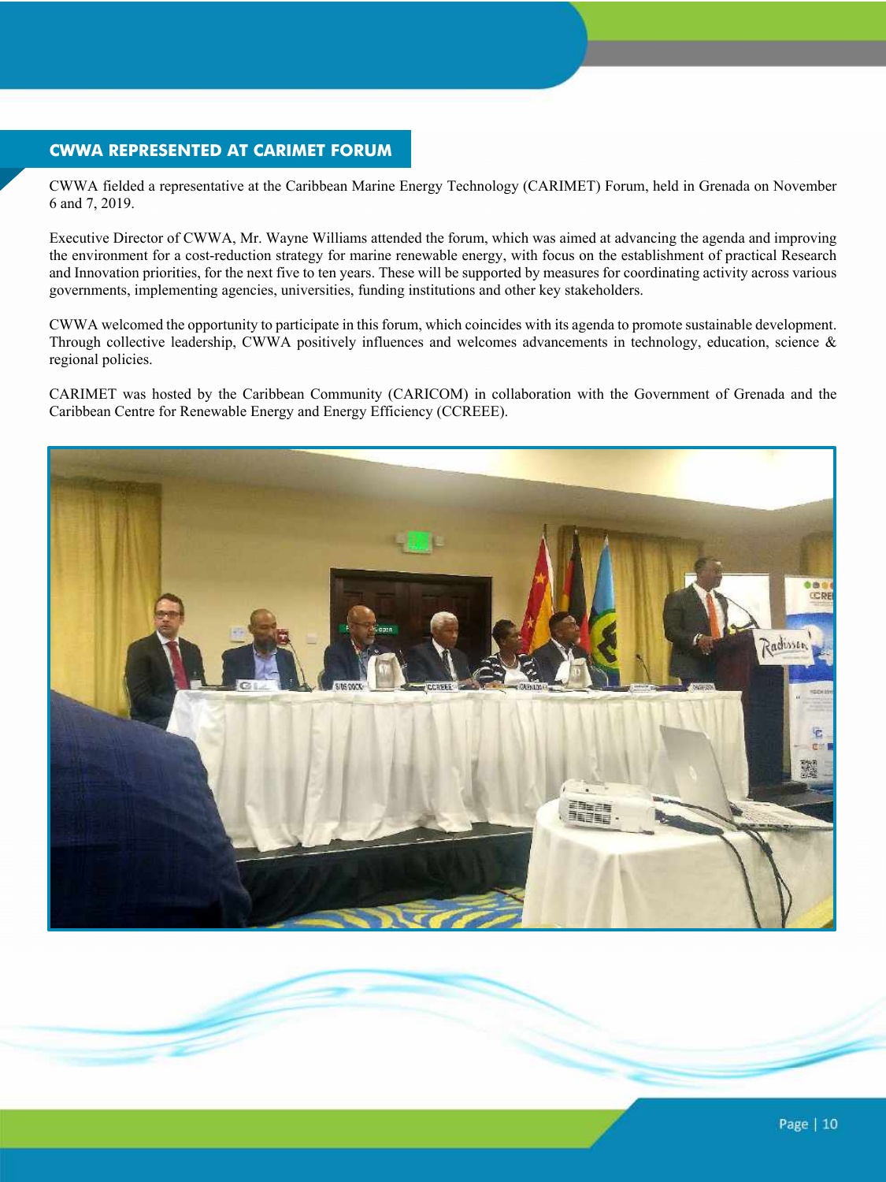## CWWA REPRESENTED AT CARIMET FORUM

CWWA fielded a representative at the Caribbean Marine Energy Technology (CARIMET) Forum, held in Grenada on November 6 and 7, 2019.

Executive Director of CWWA, Mr. Wayne Williams attended the forum, which was aimed at advancing the agenda and improving the environment for a cost-reduction strategy for marine renewable energy, with focus on the establishment of practical Research and Innovation priorities, for the next five to ten years. These will be supported by measures for coordinating activity across various governments, implementing agencies, universities, funding institutions and other key stakeholders.

CWWA welcomed the opportunity to participate in this forum, which coincides with its agenda to promote sustainable development. Through collective leadership, CWWA positively influences and welcomes advancements in technology, education, science & regional policies.

CARIMET was hosted by the Caribbean Community (CARICOM) in collaboration with the Government of Grenada and the Caribbean Centre for Renewable Energy and Energy Efficiency (CCREEE).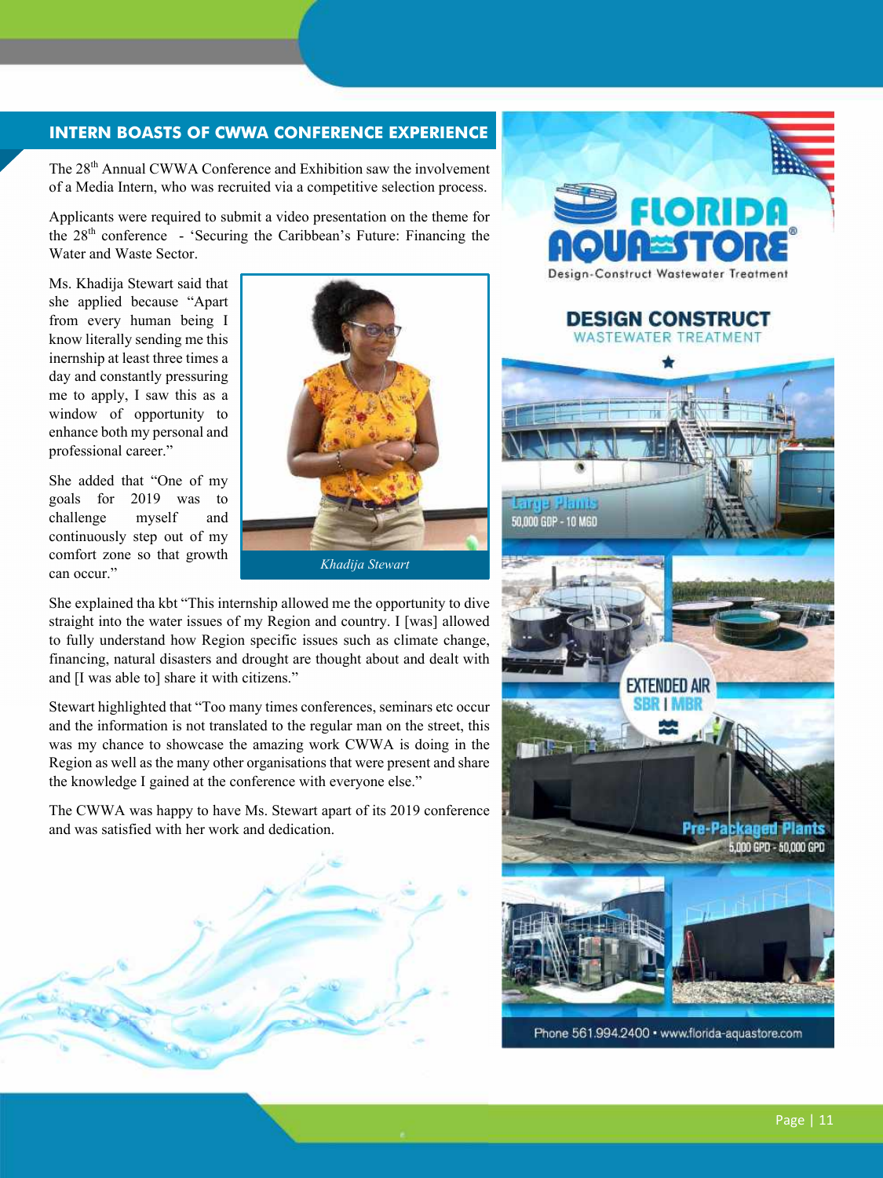## INTERN BOASTS OF CWWA CONFERENCE EXPERIENCE

The 28th Annual CWWA Conference and Exhibition saw the involvement of a Media Intern, who was recruited via a competitive selection process.

Applicants were required to submit a video presentation on the theme for the 28th conference - 'Securing the Caribbean's Future: Financing the Water and Waste Sector.

Ms. Khadija Stewart said that she applied because "Apart from every human being I know literally sending me this inernship at least three times a day and constantly pressuring me to apply, I saw this as a window of opportunity to enhance both my personal and professional career."

*Khadija Stewart*

She added that "One of my goals for 2019 was to challenge myself and continuously step out of my comfort zone so that growth can occur."

She explained tha kbt "This internship allowed me the opportunity to dive straight into the water issues of my Region and country. I [was] allowed to fully understand how Region specific issues such as climate change, financing, natural disasters and drought are thought about and dealt with and [I was able to] share it with citizens."

Stewart highlighted that "Too many times conferences, seminars etc occur and the information is not translated to the regular man on the street, this was my chance to showcase the amazing work CWWA is doing in the Region as well as the many other organisations that were present and share the knowledge I gained at the conference with everyone else."

The CWWA was happy to have Ms. Stewart apart of its 2019 conference and was satisfied with her work and dedication.

**FLORIDA AQUASTORE®**
Design-Construct Wastewater Treatment

**DESIGN CONSTRUCT**
WASTEWATER TREATMENT

Large Plants
50,000 GDP - 10 MGD

EXTENDED AIR
SBR | MBR

Pre-Packaged Plants
5,000 GPD - 50,000 GPD

Phone 561.994.2400 • www.florida-aquastore.com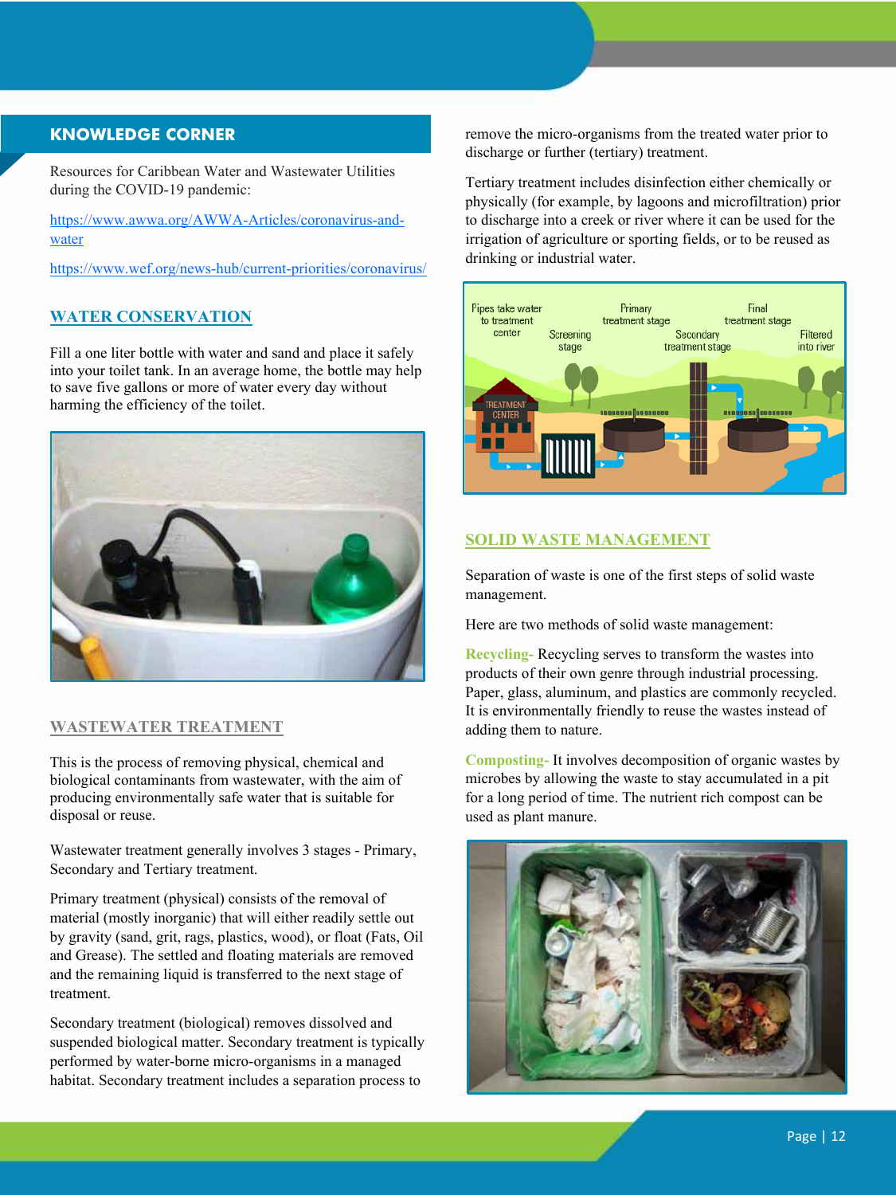## KNOWLEDGE CORNER

Resources for Caribbean Water and Wastewater Utilities during the COVID-19 pandemic:

https://www.awwa.org/AWWA-Articles/coronavirus-and-water

https://www.wef.org/news-hub/current-priorities/coronavirus/

## WATER CONSERVATION

Fill a one liter bottle with water and sand and place it safely into your toilet tank. In an average home, the bottle may help to save five gallons or more of water every day without harming the efficiency of the toilet.

## WASTEWATER TREATMENT

This is the process of removing physical, chemical and biological contaminants from wastewater, with the aim of producing environmentally safe water that is suitable for disposal or reuse.

Wastewater treatment generally involves 3 stages - Primary, Secondary and Tertiary treatment.

Primary treatment (physical) consists of the removal of material (mostly inorganic) that will either readily settle out by gravity (sand, grit, rags, plastics, wood), or float (Fats, Oil and Grease). The settled and floating materials are removed and the remaining liquid is transferred to the next stage of treatment.

Secondary treatment (biological) removes dissolved and suspended biological matter. Secondary treatment is typically performed by water-borne micro-organisms in a managed habitat. Secondary treatment includes a separation process to remove the micro-organisms from the treated water prior to discharge or further (tertiary) treatment.

Tertiary treatment includes disinfection either chemically or physically (for example, by lagoons and microfiltration) prior to discharge into a creek or river where it can be used for the irrigation of agriculture or sporting fields, or to be reused as drinking or industrial water.

Pipes take water to treatment center

Screening stage

Primary treatment stage

Secondary treatment stage

Final treatment stage

Filtered into river

TREATMENT CENTER

## SOLID WASTE MANAGEMENT

Separation of waste is one of the first steps of solid waste management.

Here are two methods of solid waste management:

**Recycling-** Recycling serves to transform the wastes into products of their own genre through industrial processing. Paper, glass, aluminum, and plastics are commonly recycled. It is environmentally friendly to reuse the wastes instead of adding them to nature.

**Composting-** It involves decomposition of organic wastes by microbes by allowing the waste to stay accumulated in a pit for a long period of time. The nutrient rich compost can be used as plant manure.